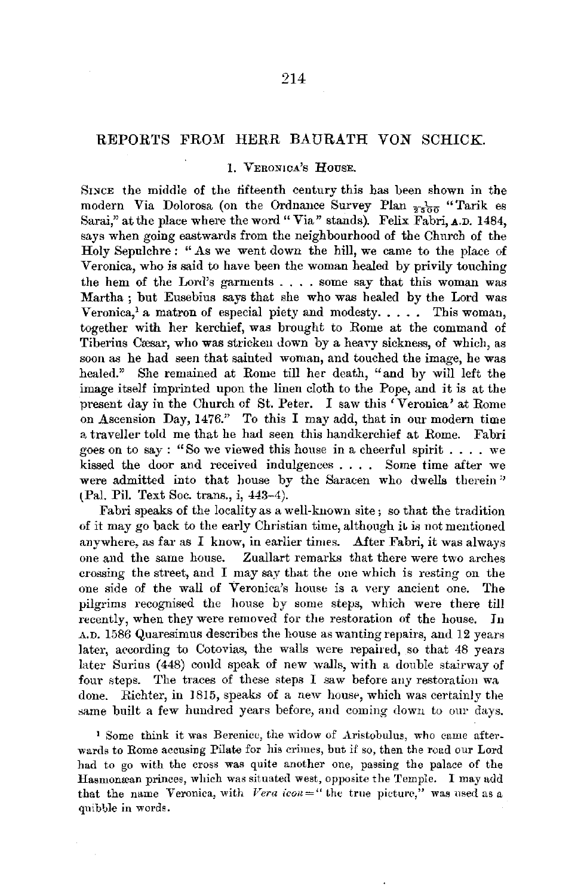## REPORTS FROM HERR BAURATH VON SCHICK.

### 1. Veronica's House.

Since the middle of the fifteenth century this has been shown in the modern Via Dolorosa (on the Ordnance Survey Plan $\frac{1}{2500}$ "Tarik es Sarai," at the place where the word "Via" stands). Felix Fabri, A.D. 1484, says when going eastwards from the neighbourhood of the Church of the Holy Sepulchre: "As we went down the hill, we came to the place of Veronica, who is said to have been the woman healed by privily touching the hem of the Lord's garments . . . . some say that this woman was Martha; but Eusebius says that she who was healed by the Lord was Veronica,[1] a matron of especial piety and modesty. . . . . This woman, together with her kerchief, was brought to Rome at the command of Tiberius Cæsar, who was stricken down by a heavy sickness, of which, as soon as he had seen that sainted woman, and touched the image, he was healed." She remained at Rome till her death, "and by will left the image itself imprinted upon the linen cloth to the Pope, and it is at the present day in the Church of St. Peter. I saw this 'Veronica' at Rome on Ascension Day, 1476." To this I may add, that in our modern time a traveller told me that he had seen this handkerchief at Rome. Fabri goes on to say: "So we viewed this house in a cheerful spirit . . . . we kissed the door and received indulgences . . . . Some time after we were admitted into that house by the Saracen who dwells therein" (Pal. Pil. Text Soc. trans., i, 443–4).

Fabri speaks of the locality as a well-known site; so that the tradition of it may go back to the early Christian time, although it is not mentioned anywhere, as far as I know, in earlier times. After Fabri, it was always one and the same house. Zuallart remarks that there were two arches crossing the street, and I may say that the one which is resting on the one side of the wall of Veronica's house is a very ancient one. The pilgrims recognised the house by some steps, which were there till recently, when they were removed for the restoration of the house. In A.D. 1586 Quaresimus describes the house as wanting repairs, and 12 years later, according to Cotovias, the walls were repaired, so that 48 years later Surius (448) could speak of new walls, with a double stairway of four steps. The traces of these steps I saw before any restoration wa done. Richter, in 1815, speaks of a new house, which was certainly the same built a few hundred years before, and coming down to our days.

[1] Some think it was Berenice, the widow of Aristobulus, who came afterwards to Rome accusing Pilate for his crimes, but if so, then the road our Lord had to go with the cross was quite another one, passing the palace of the Hasmonæan princes, which was situated west, opposite the Temple. I may add that the name Veronica, with *Vera icon* = "the true picture," was used as a quibble in words.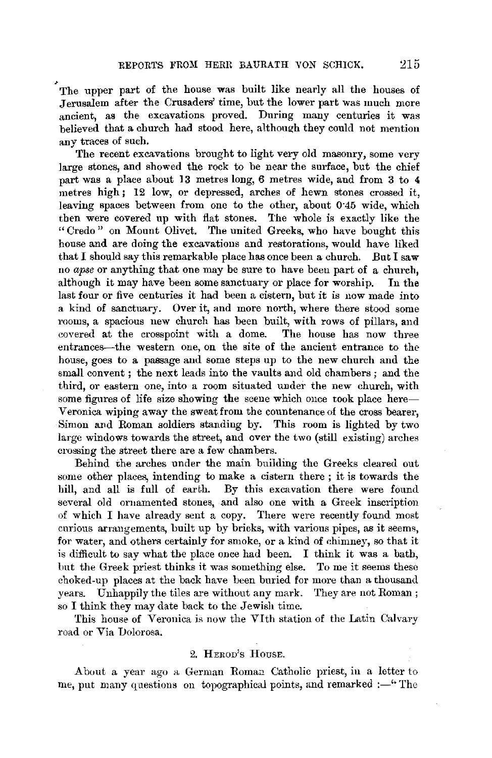The upper part of the house was built like nearly all the houses of Jerusalem after the Crusaders' time, but the lower part was much more ancient, as the excavations proved. During many centuries it was believed that a church had stood here, although they could not mention any traces of such.

The recent excavations brought to light very old masonry, some very large stones, and showed the rock to be near the surface, but the chief part was a place about 13 metres long, 6 metres wide, and from 3 to 4 metres high; 12 low, or depressed, arches of hewn stones crossed it, leaving spaces between from one to the other, about 0·45 wide, which then were covered up with flat stones. The whole is exactly like the "Credo" on Mount Olivet. The united Greeks, who have bought this house and are doing the excavations and restorations, would have liked that I should say this remarkable place has once been a church. But I saw no *apse* or anything that one may be sure to have been part of a church, although it may have been some sanctuary or place for worship. In the last four or five centuries it had been a cistern, but it is now made into a kind of sanctuary. Over it, and more north, where there stood some rooms, a spacious new church has been built, with rows of pillars, and covered at the crosspoint with a dome. The house has now three entrances—the western one, on the site of the ancient entrance to the house, goes to a passage and some steps up to the new church and the small convent; the next leads into the vaults and old chambers; and the third, or eastern one, into a room situated under the new church, with some figures of life size showing the scene which once took place here—Veronica wiping away the sweat from the countenance of the cross bearer, Simon and Roman soldiers standing by. This room is lighted by two large windows towards the street, and over the two (still existing) arches crossing the street there are a few chambers.

Behind the arches under the main building the Greeks cleared out some other places, intending to make a cistern there; it is towards the hill, and all is full of earth. By this excavation there were found several old ornamented stones, and also one with a Greek inscription of which I have already sent a copy. There were recently found most curious arrangements, built up by bricks, with various pipes, as it seems, for water, and others certainly for smoke, or a kind of chimney, so that it is difficult to say what the place once had been. I think it was a bath, but the Greek priest thinks it was something else. To me it seems these choked-up places at the back have been buried for more than a thousand years. Unhappily the tiles are without any mark. They are not Roman; so I think they may date back to the Jewish time.

This house of Veronica is now the VIth station of the Latin Calvary road or Via Dolorosa.

## 2. Herod's House.

About a year ago a German Roman Catholic priest, in a letter to me, put many questions on topographical points, and remarked :—"The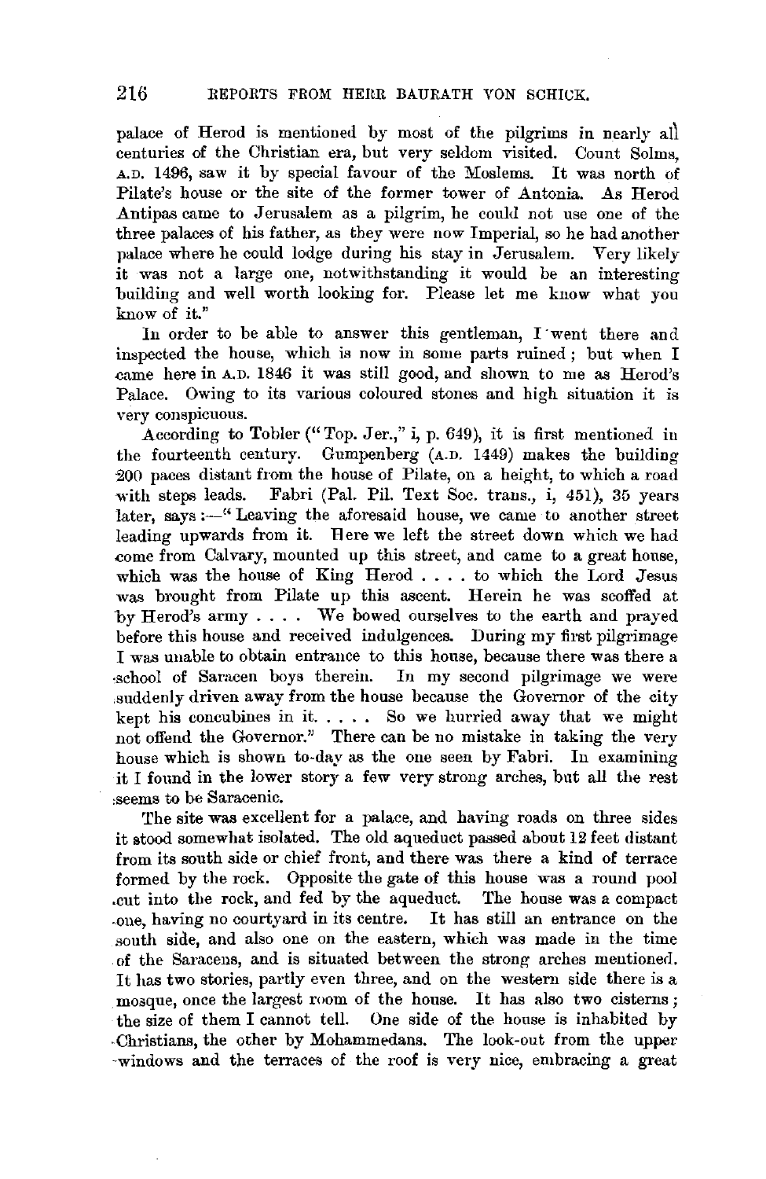palace of Herod is mentioned by most of the pilgrims in nearly all centuries of the Christian era, but very seldom visited. Count Solms, A.D. 1496, saw it by special favour of the Moslems. It was north of Pilate's house or the site of the former tower of Antonia. As Herod Antipas came to Jerusalem as a pilgrim, he could not use one of the three palaces of his father, as they were now Imperial, so he had another palace where he could lodge during his stay in Jerusalem. Very likely it was not a large one, notwithstanding it would be an interesting building and well worth looking for. Please let me know what you know of it."

In order to be able to answer this gentleman, I went there and inspected the house, which is now in some parts ruined; but when I came here in A.D. 1846 it was still good, and shown to me as Herod's Palace. Owing to its various coloured stones and high situation it is very conspicuous.

According to Tobler ("Top. Jer.," i, p. 649), it is first mentioned in the fourteenth century. Gumpenberg (A.D. 1449) makes the building 200 paces distant from the house of Pilate, on a height, to which a road with steps leads. Fabri (Pal. Pil. Text Soc. trans., i, 451), 35 years later, says:—"Leaving the aforesaid house, we came to another street leading upwards from it. Here we left the street down which we had come from Calvary, mounted up this street, and came to a great house, which was the house of King Herod . . . . to which the Lord Jesus was brought from Pilate up this ascent. Herein he was scoffed at by Herod's army . . . . We bowed ourselves to the earth and prayed before this house and received indulgences. During my first pilgrimage I was unable to obtain entrance to this house, because there was there a school of Saracen boys therein. In my second pilgrimage we were suddenly driven away from the house because the Governor of the city kept his concubines in it. . . . . So we hurried away that we might not offend the Governor." There can be no mistake in taking the very house which is shown to-day as the one seen by Fabri. In examining it I found in the lower story a few very strong arches, but all the rest seems to be Saracenic.

The site was excellent for a palace, and having roads on three sides it stood somewhat isolated. The old aqueduct passed about 12 feet distant from its south side or chief front, and there was there a kind of terrace formed by the rock. Opposite the gate of this house was a round pool cut into the rock, and fed by the aqueduct. The house was a compact one, having no courtyard in its centre. It has still an entrance on the south side, and also one on the eastern, which was made in the time of the Saracens, and is situated between the strong arches mentioned. It has two stories, partly even three, and on the western side there is a mosque, once the largest room of the house. It has also two cisterns; the size of them I cannot tell. One side of the house is inhabited by Christians, the other by Mohammedans. The look-out from the upper windows and the terraces of the roof is very nice, embracing a great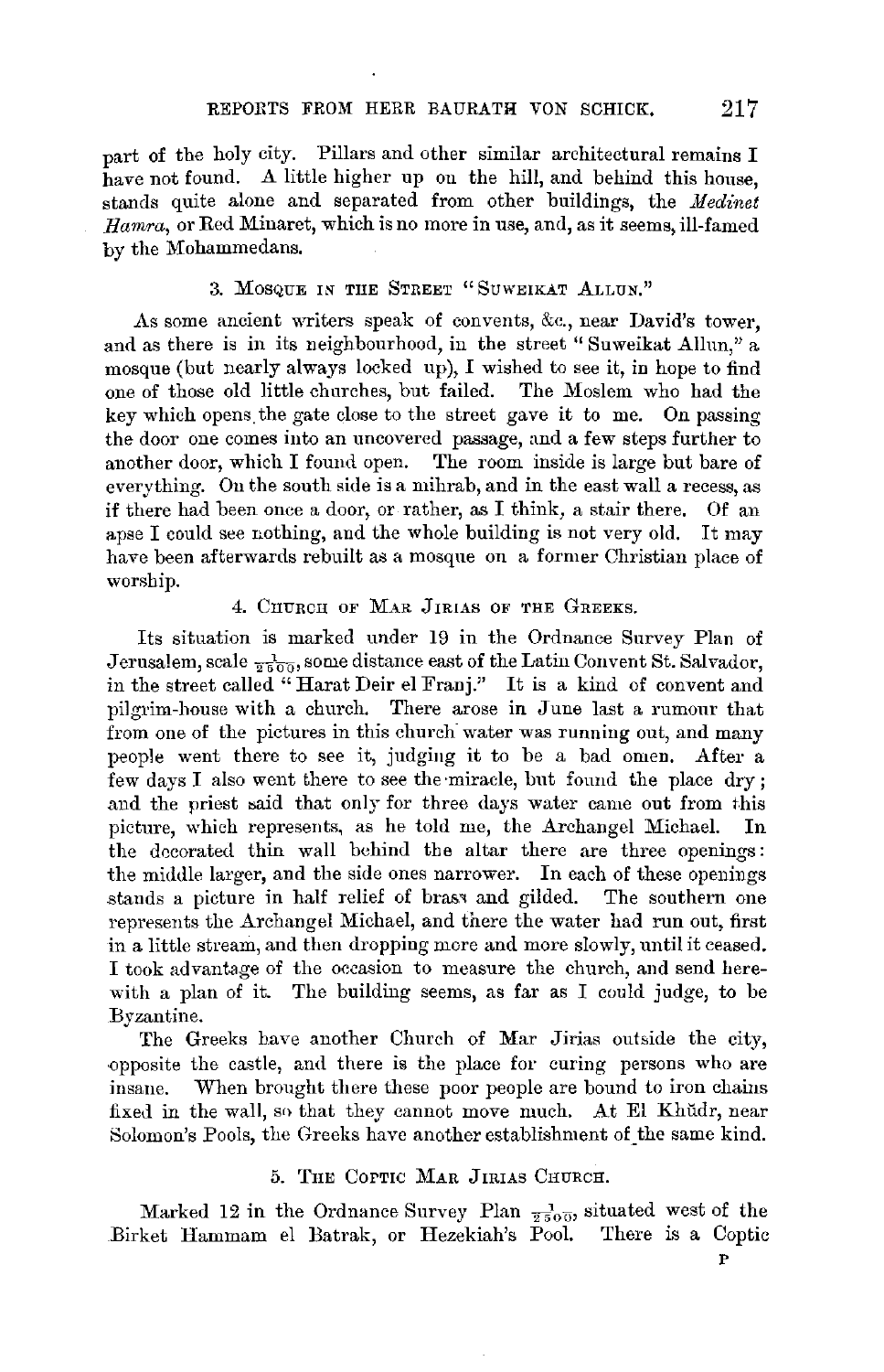part of the holy city. Pillars and other similar architectural remains I have not found. A little higher up on the hill, and behind this house, stands quite alone and separated from other buildings, the *Medinet Hamra*, or Red Minaret, which is no more in use, and, as it seems, ill-famed by the Mohammedans.

### 3. Mosque in the Street "Suweikat Allun."

As some ancient writers speak of convents, &c., near David's tower, and as there is in its neighbourhood, in the street "Suweikat Allun," a mosque (but nearly always locked up), I wished to see it, in hope to find one of those old little churches, but failed. The Moslem who had the key which opens the gate close to the street gave it to me. On passing the door one comes into an uncovered passage, and a few steps further to another door, which I found open. The room inside is large but bare of everything. On the south side is a mihrab, and in the east wall a recess, as if there had been once a door, or rather, as I think, a stair there. Of an apse I could see nothing, and the whole building is not very old. It may have been afterwards rebuilt as a mosque on a former Christian place of worship.

### 4. Church of Mar Jirias of the Greeks.

Its situation is marked under 19 in the Ordnance Survey Plan of Jerusalem, scale $\frac{1}{2500}$, some distance east of the Latin Convent St. Salvador, in the street called "Harat Deir el Franj." It is a kind of convent and pilgrim-house with a church. There arose in June last a rumour that from one of the pictures in this church water was running out, and many people went there to see it, judging it to be a bad omen. After a few days I also went there to see the miracle, but found the place dry; and the priest said that only for three days water came out from this picture, which represents, as he told me, the Archangel Michael. In the decorated thin wall behind the altar there are three openings: the middle larger, and the side ones narrower. In each of these openings stands a picture in half relief of brass and gilded. The southern one represents the Archangel Michael, and there the water had run out, first in a little stream, and then dropping more and more slowly, until it ceased. I took advantage of the occasion to measure the church, and send herewith a plan of it. The building seems, as far as I could judge, to be Byzantine.

The Greeks have another Church of Mar Jirias outside the city, opposite the castle, and there is the place for curing persons who are insane. When brought there these poor people are bound to iron chains fixed in the wall, so that they cannot move much. At El Khŭdr, near Solomon's Pools, the Greeks have another establishment of the same kind.

### 5. The Coptic Mar Jirias Church.

Marked 12 in the Ordnance Survey Plan $\frac{1}{2500}$, situated west of the Birket Hammam el Batrak, or Hezekiah's Pool. There is a Coptic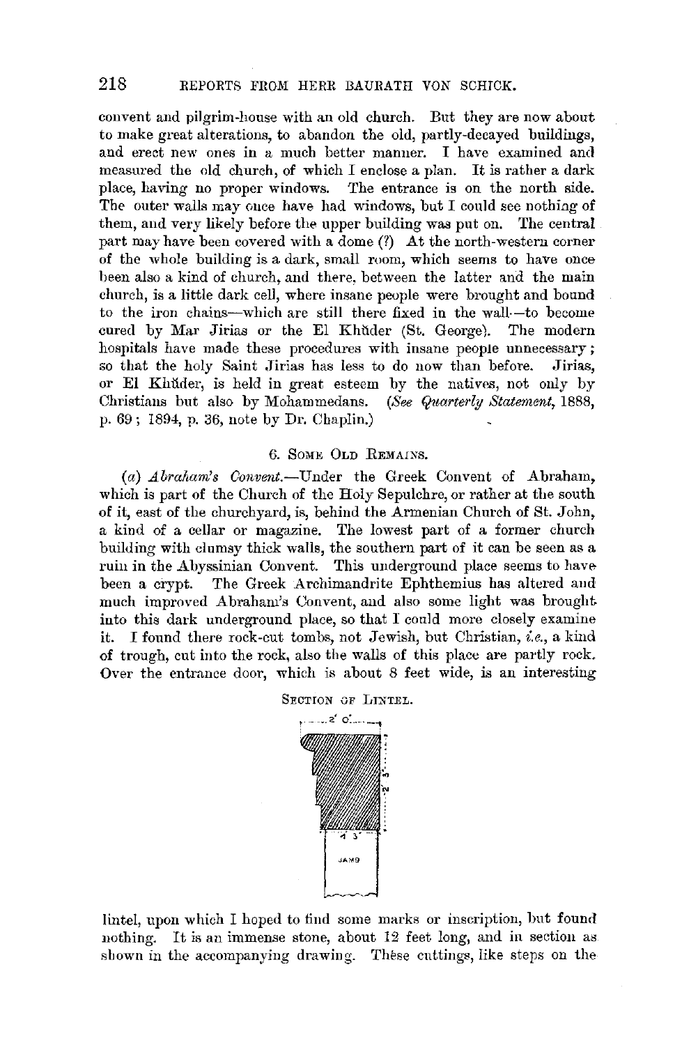convent and pilgrim-house with an old church. But they are now about to make great alterations, to abandon the old, partly-decayed buildings, and erect new ones in a much better manner. I have examined and measured the old church, of which I enclose a plan. It is rather a dark place, having no proper windows. The entrance is on the north side. The outer walls may once have had windows, but I could see nothing of them, and very likely before the upper building was put on. The central part may have been covered with a dome (?) At the north-western corner of the whole building is a dark, small room, which seems to have once been also a kind of church, and there, between the latter and the main church, is a little dark cell, where insane people were brought and bound to the iron chains—which are still there fixed in the wall—to become cured by Mar Jirias or the El Khŭder (St. George). The modern hospitals have made these procedures with insane people unnecessary; so that the holy Saint Jirias has less to do now than before. Jirias, or El Khŭder, is held in great esteem by the natives, not only by Christians but also by Mohammedans. (*See Quarterly Statement*, 1888, p. 69; 1894, p. 36, note by Dr. Chaplin.)

### 6. Some Old Remains.

(*a*) *Abraham's Convent.*—Under the Greek Convent of Abraham, which is part of the Church of the Holy Sepulchre, or rather at the south of it, east of the churchyard, is, behind the Armenian Church of St. John, a kind of a cellar or magazine. The lowest part of a former church building with clumsy thick walls, the southern part of it can be seen as a ruin in the Abyssinian Convent. This underground place seems to have been a crypt. The Greek Archimandrite Ephthemius has altered and much improved Abraham's Convent, and also some light was brought into this dark underground place, so that I could more closely examine it. I found there rock-cut tombs, not Jewish, but Christian, *i.e.*, a kind of trough, cut into the rock, also the walls of this place are partly rock. Over the entrance door, which is about 8 feet wide, is an interesting

Section of Lintel.

2' 0"

2' 3"

1' 3"

JAMB

lintel, upon which I hoped to find some marks or inscription, but found nothing. It is an immense stone, about 12 feet long, and in section as shown in the accompanying drawing. These cuttings, like steps on the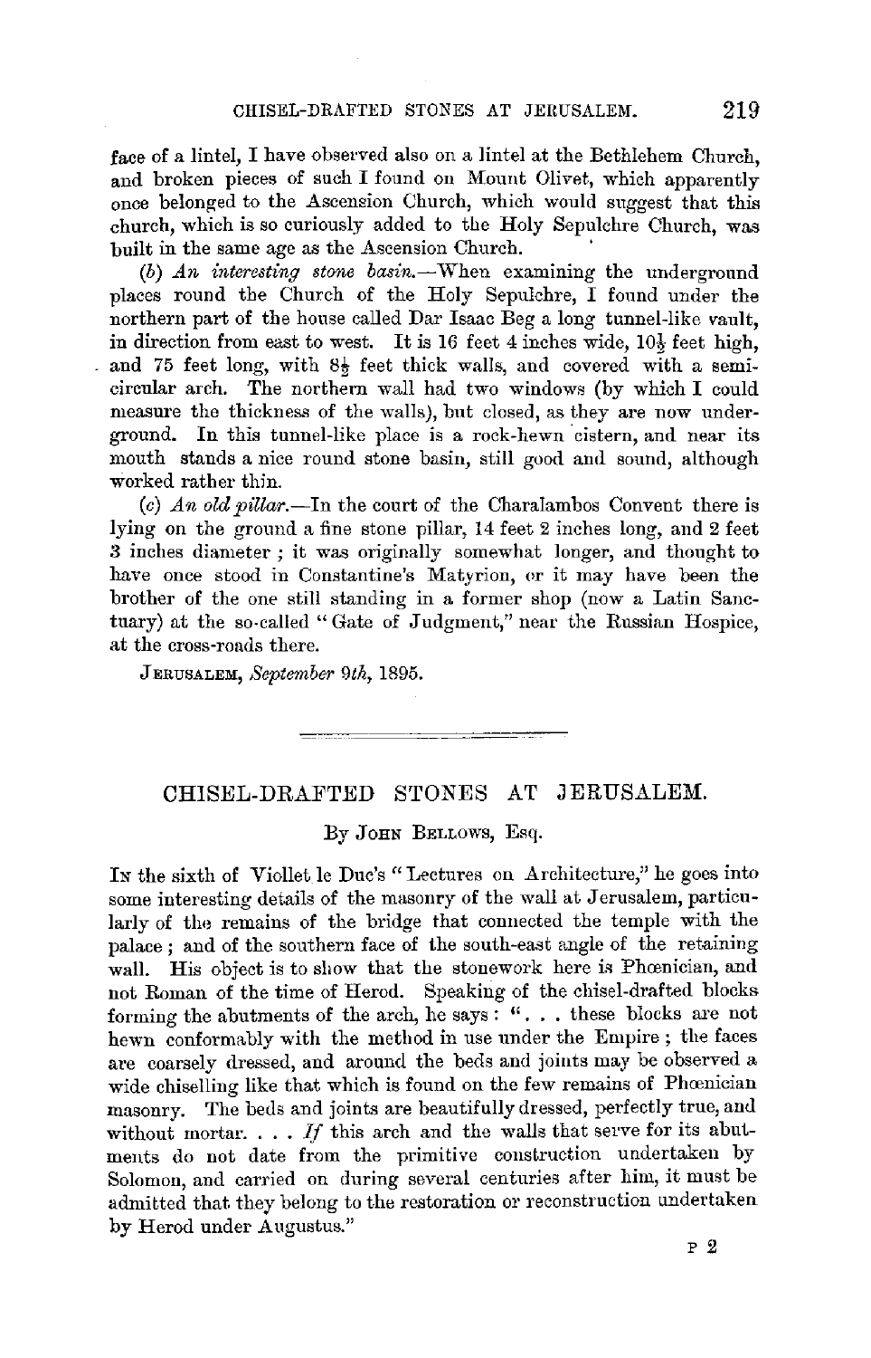face of a lintel, I have observed also on a lintel at the Bethlehem Church, and broken pieces of such I found on Mount Olivet, which apparently once belonged to the Ascension Church, which would suggest that this church, which is so curiously added to the Holy Sepulchre Church, was built in the same age as the Ascension Church.

(*b*) *An interesting stone basin.*—When examining the underground places round the Church of the Holy Sepulchre, I found under the northern part of the house called Dar Isaac Beg a long tunnel-like vault, in direction from east to west. It is 16 feet 4 inches wide, 10½ feet high, and 75 feet long, with 8½ feet thick walls, and covered with a semicircular arch. The northern wall had two windows (by which I could measure the thickness of the walls), but closed, as they are now underground. In this tunnel-like place is a rock-hewn cistern, and near its mouth stands a nice round stone basin, still good and sound, although worked rather thin.

(*c*) *An old pillar.*—In the court of the Charalambos Convent there is lying on the ground a fine stone pillar, 14 feet 2 inches long, and 2 feet 3 inches diameter; it was originally somewhat longer, and thought to have once stood in Constantine's Matyrion, or it may have been the brother of the one still standing in a former shop (now a Latin Sanctuary) at the so-called "Gate of Judgment," near the Russian Hospice, at the cross-roads there.

JERUSALEM, *September 9th*, 1895.

---

## CHISEL-DRAFTED STONES AT JERUSALEM.

By JOHN BELLOWS, Esq.

IN the sixth of Viollet le Duc's "Lectures on Architecture," he goes into some interesting details of the masonry of the wall at Jerusalem, particularly of the remains of the bridge that connected the temple with the palace; and of the southern face of the south-east angle of the retaining wall. His object is to show that the stonework here is Phœnician, and not Roman of the time of Herod. Speaking of the chisel-drafted blocks forming the abutments of the arch, he says: ". . . these blocks are not hewn conformably with the method in use under the Empire; the faces are coarsely dressed, and around the beds and joints may be observed a wide chiselling like that which is found on the few remains of Phœnician masonry. The beds and joints are beautifully dressed, perfectly true, and without mortar. . . . *If* this arch and the walls that serve for its abutments do not date from the primitive construction undertaken by Solomon, and carried on during several centuries after him, it must be admitted that they belong to the restoration or reconstruction undertaken by Herod under Augustus."